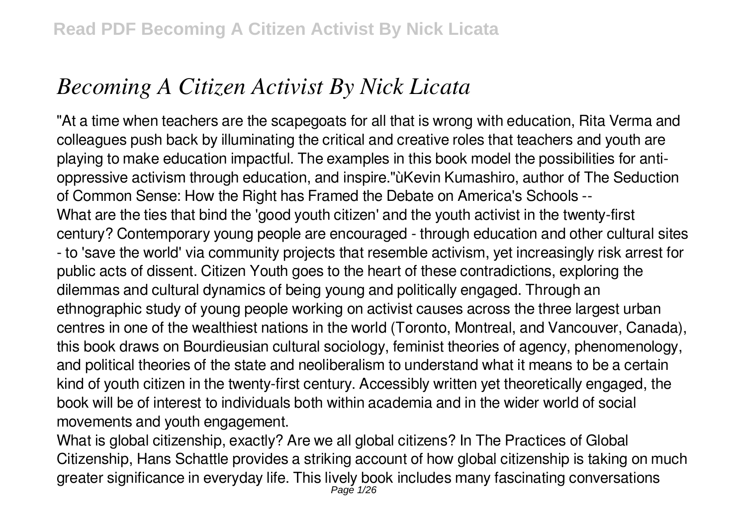# *Becoming A Citizen Activist By Nick Licata*

"At a time when teachers are the scapegoats for all that is wrong with education, Rita Verma and colleagues push back by illuminating the critical and creative roles that teachers and youth are playing to make education impactful. The examples in this book model the possibilities for anti-oppressive activism through education, and inspire."ùKevin Kumashiro, author of The Seduction of Common Sense: How the Right has Framed the Debate on America's Schools --

What are the ties that bind the 'good youth citizen' and the youth activist in the twenty-first century? Contemporary young people are encouraged - through education and other cultural sites - to 'save the world' via community projects that resemble activism, yet increasingly risk arrest for public acts of dissent. Citizen Youth goes to the heart of these contradictions, exploring the dilemmas and cultural dynamics of being young and politically engaged. Through an ethnographic study of young people working on activist causes across the three largest urban centres in one of the wealthiest nations in the world (Toronto, Montreal, and Vancouver, Canada), this book draws on Bourdieusian cultural sociology, feminist theories of agency, phenomenology, and political theories of the state and neoliberalism to understand what it means to be a certain kind of youth citizen in the twenty-first century. Accessibly written yet theoretically engaged, the book will be of interest to individuals both within academia and in the wider world of social movements and youth engagement.

What is global citizenship, exactly? Are we all global citizens? In The Practices of Global Citizenship, Hans Schattle provides a striking account of how global citizenship is taking on much greater significance in everyday life. This lively book includes many fascinating conversations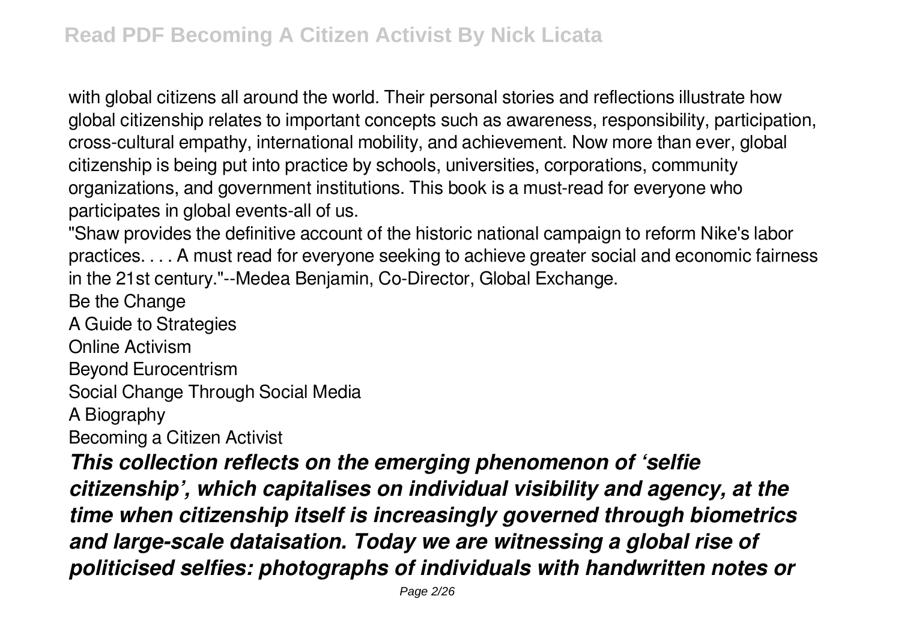with global citizens all around the world. Their personal stories and reflections illustrate how global citizenship relates to important concepts such as awareness, responsibility, participation, cross-cultural empathy, international mobility, and achievement. Now more than ever, global citizenship is being put into practice by schools, universities, corporations, community organizations, and government institutions. This book is a must-read for everyone who participates in global events-all of us.

"Shaw provides the definitive account of the historic national campaign to reform Nike's labor practices. . . . A must read for everyone seeking to achieve greater social and economic fairness in the 21st century."--Medea Benjamin, Co-Director, Global Exchange.

Be the Change

A Guide to Strategies

Online Activism

Beyond Eurocentrism

Social Change Through Social Media

A Biography

Becoming a Citizen Activist

***This collection reflects on the emerging phenomenon of 'selfie citizenship', which capitalises on individual visibility and agency, at the time when citizenship itself is increasingly governed through biometrics and large-scale dataisation. Today we are witnessing a global rise of politicised selfies: photographs of individuals with handwritten notes or***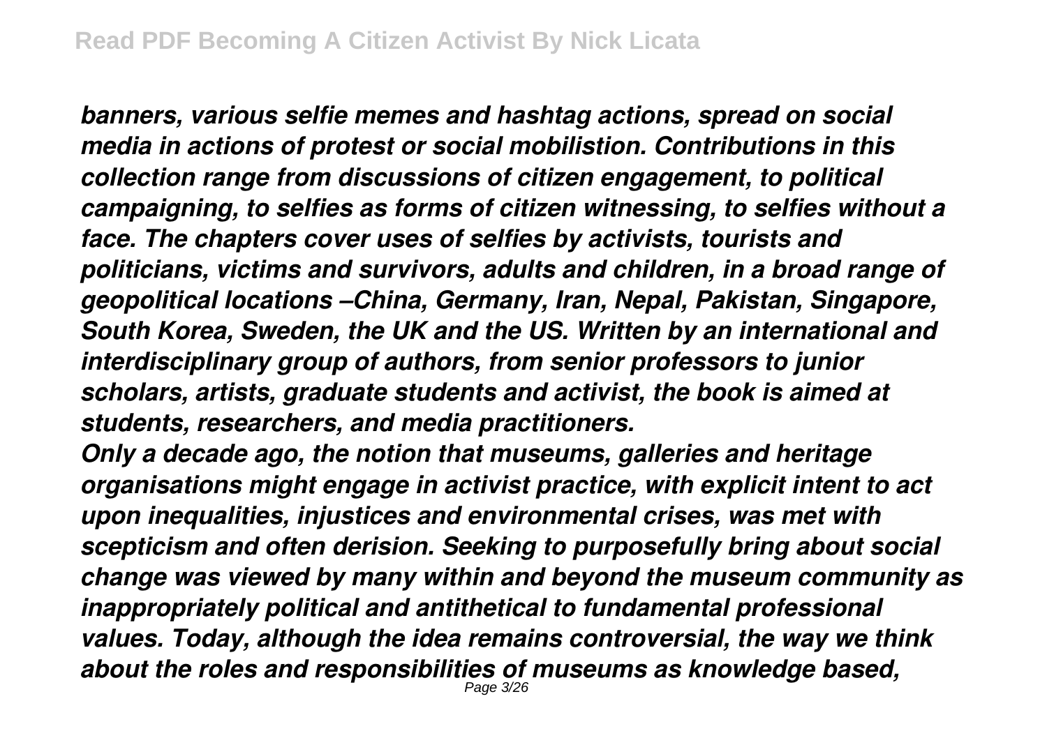*banners, various selfie memes and hashtag actions, spread on social media in actions of protest or social mobilistion. Contributions in this collection range from discussions of citizen engagement, to political campaigning, to selfies as forms of citizen witnessing, to selfies without a face. The chapters cover uses of selfies by activists, tourists and politicians, victims and survivors, adults and children, in a broad range of geopolitical locations –China, Germany, Iran, Nepal, Pakistan, Singapore, South Korea, Sweden, the UK and the US. Written by an international and interdisciplinary group of authors, from senior professors to junior scholars, artists, graduate students and activist, the book is aimed at students, researchers, and media practitioners.*

*Only a decade ago, the notion that museums, galleries and heritage organisations might engage in activist practice, with explicit intent to act upon inequalities, injustices and environmental crises, was met with scepticism and often derision. Seeking to purposefully bring about social change was viewed by many within and beyond the museum community as inappropriately political and antithetical to fundamental professional values. Today, although the idea remains controversial, the way we think about the roles and responsibilities of museums as knowledge based,*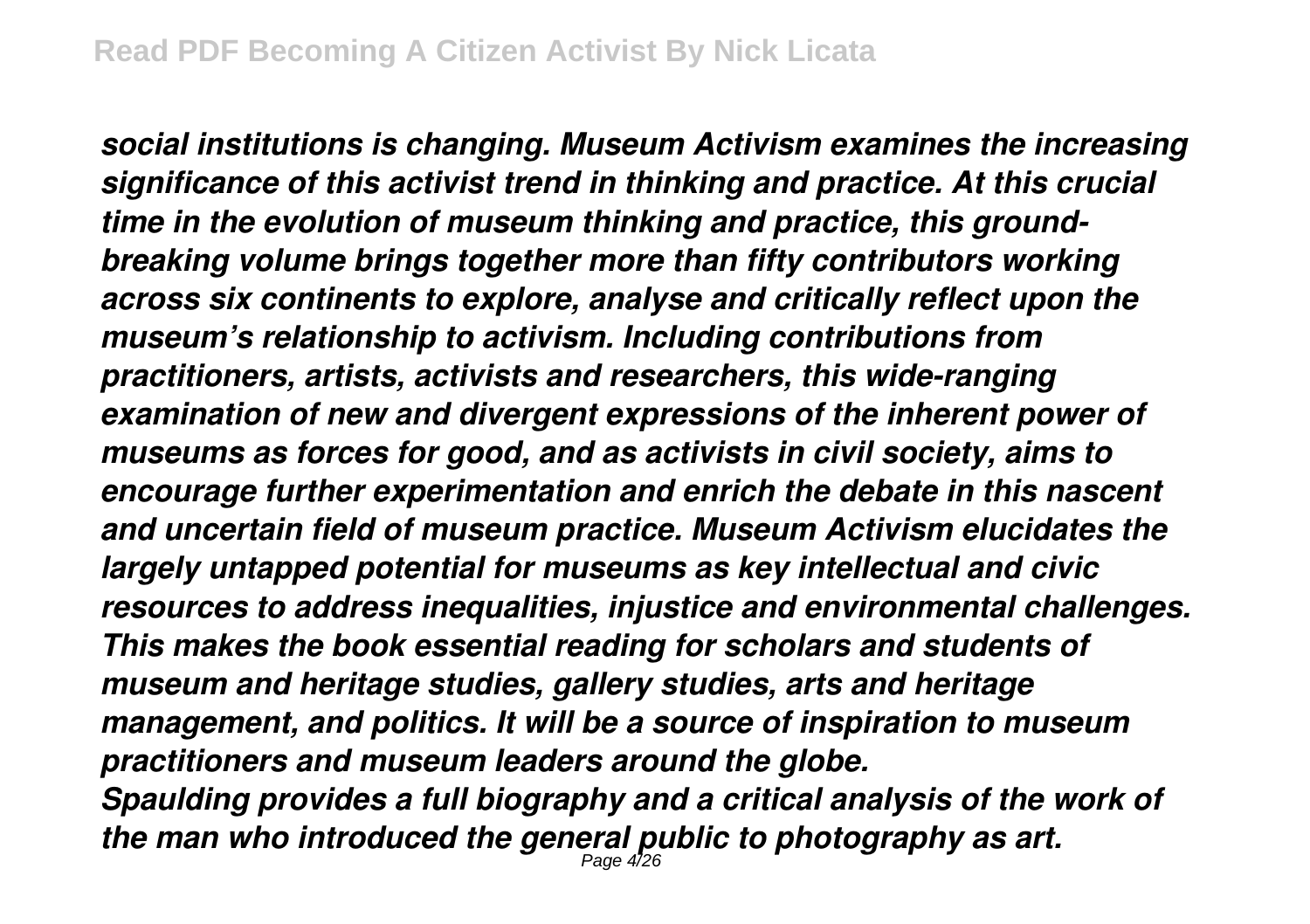*social institutions is changing. Museum Activism examines the increasing significance of this activist trend in thinking and practice. At this crucial time in the evolution of museum thinking and practice, this ground-breaking volume brings together more than fifty contributors working across six continents to explore, analyse and critically reflect upon the museum's relationship to activism. Including contributions from practitioners, artists, activists and researchers, this wide-ranging examination of new and divergent expressions of the inherent power of museums as forces for good, and as activists in civil society, aims to encourage further experimentation and enrich the debate in this nascent and uncertain field of museum practice. Museum Activism elucidates the largely untapped potential for museums as key intellectual and civic resources to address inequalities, injustice and environmental challenges. This makes the book essential reading for scholars and students of museum and heritage studies, gallery studies, arts and heritage management, and politics. It will be a source of inspiration to museum practitioners and museum leaders around the globe.*

*Spaulding provides a full biography and a critical analysis of the work of the man who introduced the general public to photography as art.*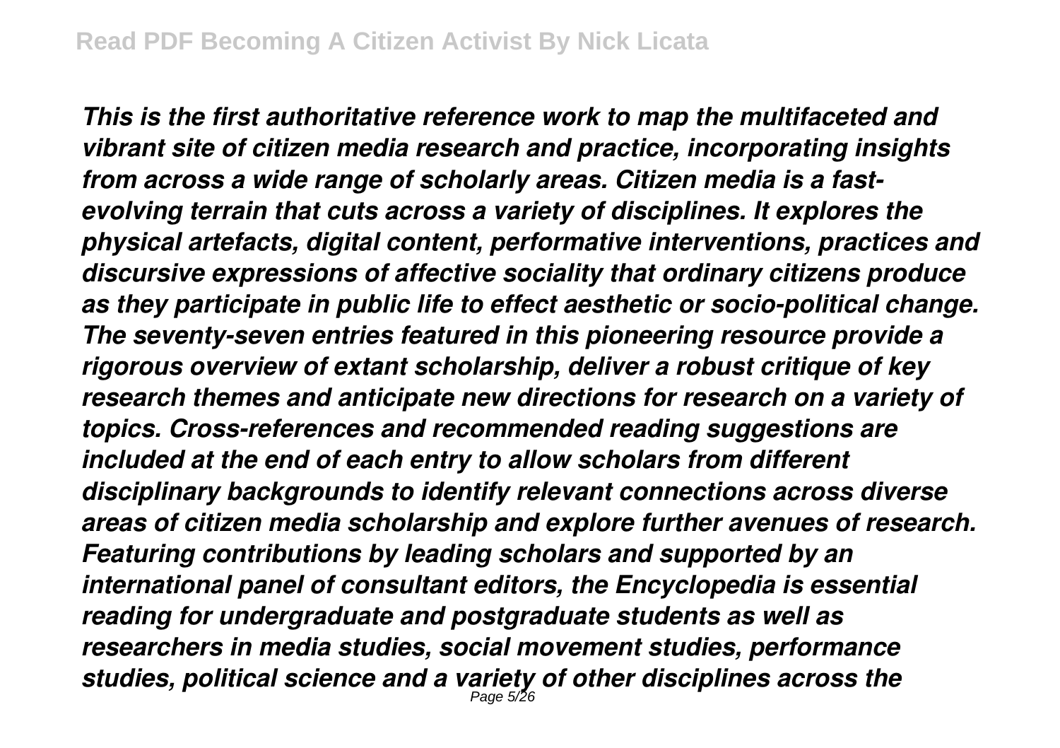*This is the first authoritative reference work to map the multifaceted and vibrant site of citizen media research and practice, incorporating insights from across a wide range of scholarly areas. Citizen media is a fast-evolving terrain that cuts across a variety of disciplines. It explores the physical artefacts, digital content, performative interventions, practices and discursive expressions of affective sociality that ordinary citizens produce as they participate in public life to effect aesthetic or socio-political change. The seventy-seven entries featured in this pioneering resource provide a rigorous overview of extant scholarship, deliver a robust critique of key research themes and anticipate new directions for research on a variety of topics. Cross-references and recommended reading suggestions are included at the end of each entry to allow scholars from different disciplinary backgrounds to identify relevant connections across diverse areas of citizen media scholarship and explore further avenues of research. Featuring contributions by leading scholars and supported by an international panel of consultant editors, the Encyclopedia is essential reading for undergraduate and postgraduate students as well as researchers in media studies, social movement studies, performance studies, political science and a variety of other disciplines across the*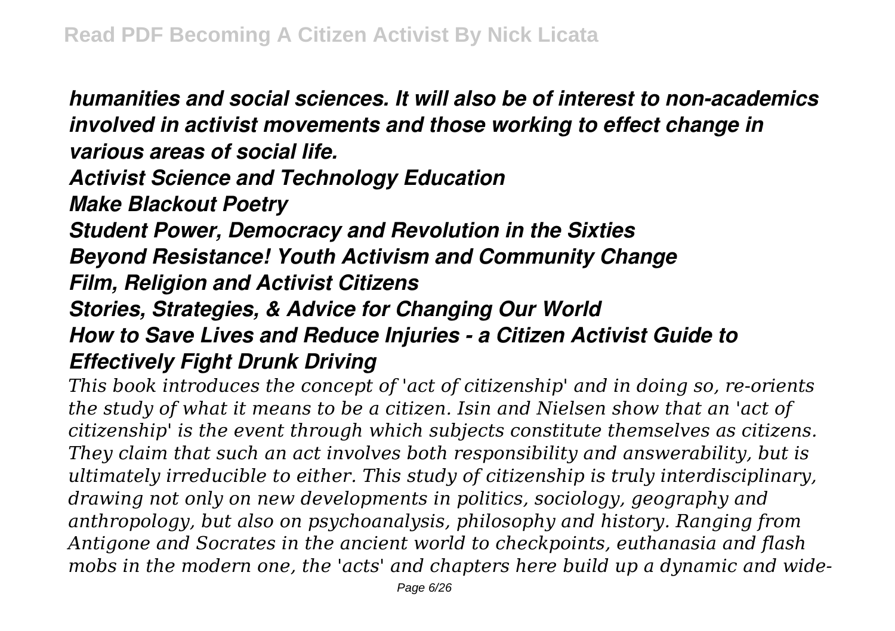*humanities and social sciences. It will also be of interest to non-academics involved in activist movements and those working to effect change in various areas of social life.*

***Activist Science and Technology Education***

***Make Blackout Poetry***

***Student Power, Democracy and Revolution in the Sixties***

***Beyond Resistance! Youth Activism and Community Change***

***Film, Religion and Activist Citizens***

***Stories, Strategies, & Advice for Changing Our World***

***How to Save Lives and Reduce Injuries - a Citizen Activist Guide to Effectively Fight Drunk Driving***

*This book introduces the concept of 'act of citizenship' and in doing so, re-orients the study of what it means to be a citizen. Isin and Nielsen show that an 'act of citizenship' is the event through which subjects constitute themselves as citizens. They claim that such an act involves both responsibility and answerability, but is ultimately irreducible to either. This study of citizenship is truly interdisciplinary, drawing not only on new developments in politics, sociology, geography and anthropology, but also on psychoanalysis, philosophy and history. Ranging from Antigone and Socrates in the ancient world to checkpoints, euthanasia and flash mobs in the modern one, the 'acts' and chapters here build up a dynamic and wide-*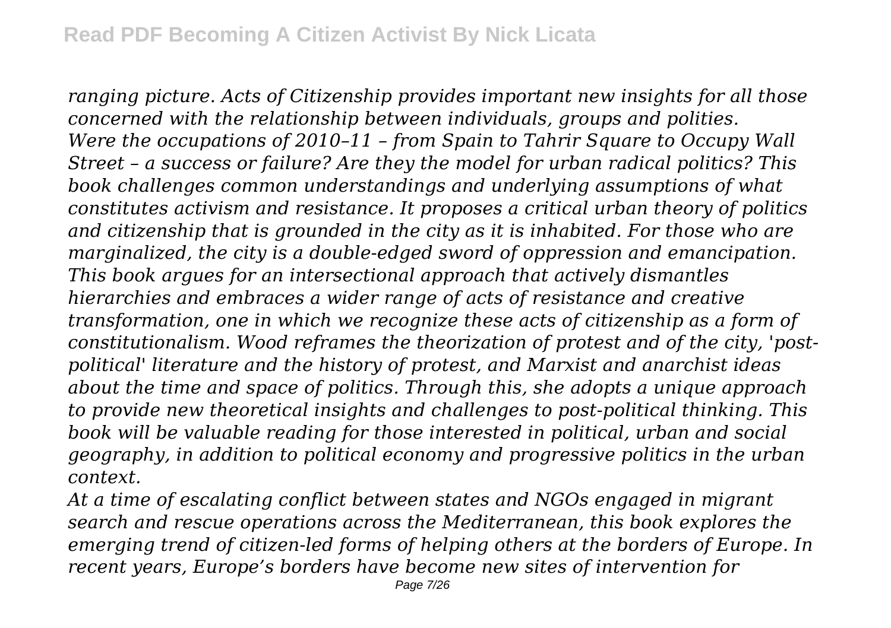*ranging picture. Acts of Citizenship provides important new insights for all those concerned with the relationship between individuals, groups and polities.*
*Were the occupations of 2010–11 – from Spain to Tahrir Square to Occupy Wall Street – a success or failure? Are they the model for urban radical politics? This book challenges common understandings and underlying assumptions of what constitutes activism and resistance. It proposes a critical urban theory of politics and citizenship that is grounded in the city as it is inhabited. For those who are marginalized, the city is a double-edged sword of oppression and emancipation. This book argues for an intersectional approach that actively dismantles hierarchies and embraces a wider range of acts of resistance and creative transformation, one in which we recognize these acts of citizenship as a form of constitutionalism. Wood reframes the theorization of protest and of the city, 'post-political' literature and the history of protest, and Marxist and anarchist ideas about the time and space of politics. Through this, she adopts a unique approach to provide new theoretical insights and challenges to post-political thinking. This book will be valuable reading for those interested in political, urban and social geography, in addition to political economy and progressive politics in the urban context.*
*At a time of escalating conflict between states and NGOs engaged in migrant search and rescue operations across the Mediterranean, this book explores the emerging trend of citizen-led forms of helping others at the borders of Europe. In recent years, Europe's borders have become new sites of intervention for*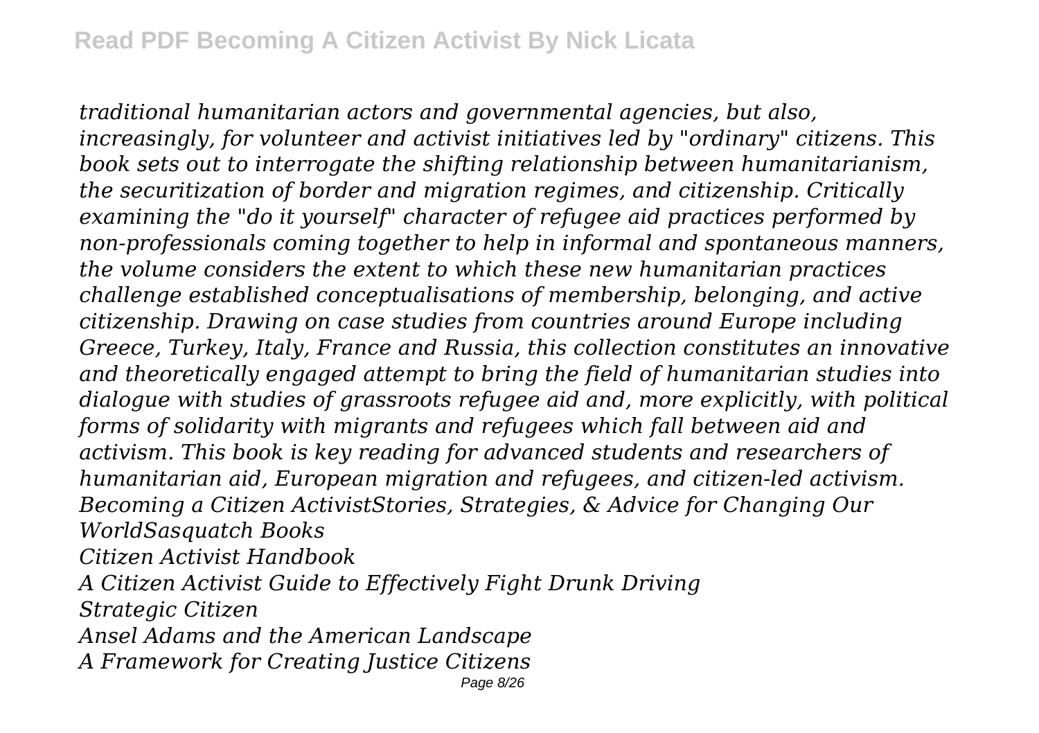*traditional humanitarian actors and governmental agencies, but also, increasingly, for volunteer and activist initiatives led by "ordinary" citizens. This book sets out to interrogate the shifting relationship between humanitarianism, the securitization of border and migration regimes, and citizenship. Critically examining the "do it yourself" character of refugee aid practices performed by non-professionals coming together to help in informal and spontaneous manners, the volume considers the extent to which these new humanitarian practices challenge established conceptualisations of membership, belonging, and active citizenship. Drawing on case studies from countries around Europe including Greece, Turkey, Italy, France and Russia, this collection constitutes an innovative and theoretically engaged attempt to bring the field of humanitarian studies into dialogue with studies of grassroots refugee aid and, more explicitly, with political forms of solidarity with migrants and refugees which fall between aid and activism. This book is key reading for advanced students and researchers of humanitarian aid, European migration and refugees, and citizen-led activism.*

*Becoming a Citizen ActivistStories, Strategies, & Advice for Changing Our WorldSasquatch Books*

*Citizen Activist Handbook*

*A Citizen Activist Guide to Effectively Fight Drunk Driving*

*Strategic Citizen*

*Ansel Adams and the American Landscape*

*A Framework for Creating Justice Citizens*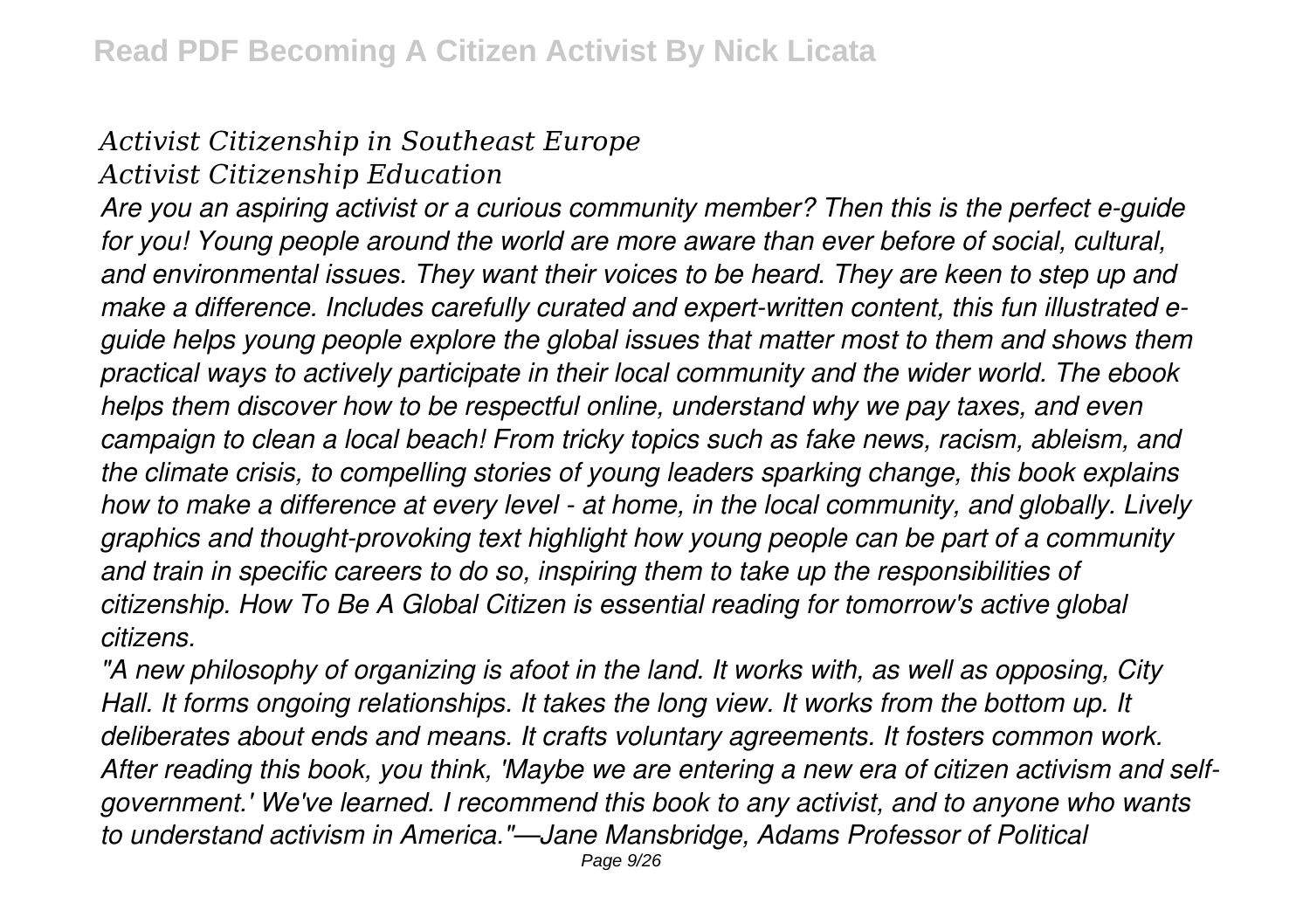*Activist Citizenship in Southeast Europe*

*Activist Citizenship Education*

*Are you an aspiring activist or a curious community member? Then this is the perfect e-guide for you! Young people around the world are more aware than ever before of social, cultural, and environmental issues. They want their voices to be heard. They are keen to step up and make a difference. Includes carefully curated and expert-written content, this fun illustrated e-guide helps young people explore the global issues that matter most to them and shows them practical ways to actively participate in their local community and the wider world. The ebook helps them discover how to be respectful online, understand why we pay taxes, and even campaign to clean a local beach! From tricky topics such as fake news, racism, ableism, and the climate crisis, to compelling stories of young leaders sparking change, this book explains how to make a difference at every level - at home, in the local community, and globally. Lively graphics and thought-provoking text highlight how young people can be part of a community and train in specific careers to do so, inspiring them to take up the responsibilities of citizenship. How To Be A Global Citizen is essential reading for tomorrow's active global citizens.*

*"A new philosophy of organizing is afoot in the land. It works with, as well as opposing, City Hall. It forms ongoing relationships. It takes the long view. It works from the bottom up. It deliberates about ends and means. It crafts voluntary agreements. It fosters common work. After reading this book, you think, 'Maybe we are entering a new era of citizen activism and self-government.' We've learned. I recommend this book to any activist, and to anyone who wants to understand activism in America."—Jane Mansbridge, Adams Professor of Political*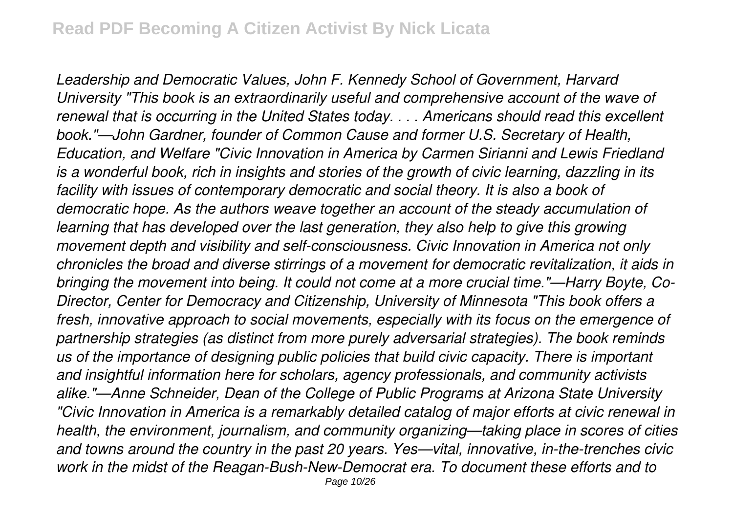*Leadership and Democratic Values, John F. Kennedy School of Government, Harvard University "This book is an extraordinarily useful and comprehensive account of the wave of renewal that is occurring in the United States today. . . . Americans should read this excellent book."—John Gardner, founder of Common Cause and former U.S. Secretary of Health, Education, and Welfare "Civic Innovation in America by Carmen Sirianni and Lewis Friedland is a wonderful book, rich in insights and stories of the growth of civic learning, dazzling in its facility with issues of contemporary democratic and social theory. It is also a book of democratic hope. As the authors weave together an account of the steady accumulation of learning that has developed over the last generation, they also help to give this growing movement depth and visibility and self-consciousness. Civic Innovation in America not only chronicles the broad and diverse stirrings of a movement for democratic revitalization, it aids in bringing the movement into being. It could not come at a more crucial time."—Harry Boyte, Co-Director, Center for Democracy and Citizenship, University of Minnesota "This book offers a fresh, innovative approach to social movements, especially with its focus on the emergence of partnership strategies (as distinct from more purely adversarial strategies). The book reminds us of the importance of designing public policies that build civic capacity. There is important and insightful information here for scholars, agency professionals, and community activists alike."—Anne Schneider, Dean of the College of Public Programs at Arizona State University "Civic Innovation in America is a remarkably detailed catalog of major efforts at civic renewal in health, the environment, journalism, and community organizing—taking place in scores of cities and towns around the country in the past 20 years. Yes—vital, innovative, in-the-trenches civic work in the midst of the Reagan-Bush-New-Democrat era. To document these efforts and to*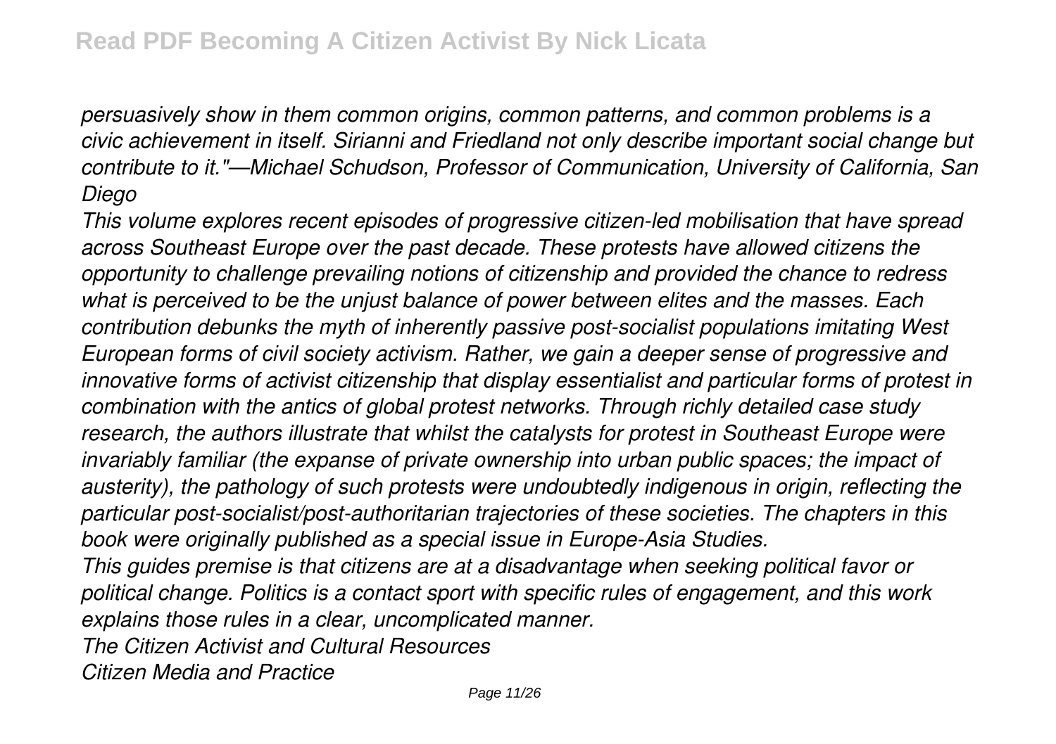*persuasively show in them common origins, common patterns, and common problems is a civic achievement in itself. Sirianni and Friedland not only describe important social change but contribute to it."—Michael Schudson, Professor of Communication, University of California, San Diego*

*This volume explores recent episodes of progressive citizen-led mobilisation that have spread across Southeast Europe over the past decade. These protests have allowed citizens the opportunity to challenge prevailing notions of citizenship and provided the chance to redress what is perceived to be the unjust balance of power between elites and the masses. Each contribution debunks the myth of inherently passive post-socialist populations imitating West European forms of civil society activism. Rather, we gain a deeper sense of progressive and innovative forms of activist citizenship that display essentialist and particular forms of protest in combination with the antics of global protest networks. Through richly detailed case study research, the authors illustrate that whilst the catalysts for protest in Southeast Europe were invariably familiar (the expanse of private ownership into urban public spaces; the impact of austerity), the pathology of such protests were undoubtedly indigenous in origin, reflecting the particular post-socialist/post-authoritarian trajectories of these societies. The chapters in this book were originally published as a special issue in Europe-Asia Studies.*

*This guides premise is that citizens are at a disadvantage when seeking political favor or political change. Politics is a contact sport with specific rules of engagement, and this work explains those rules in a clear, uncomplicated manner.*

*The Citizen Activist and Cultural Resources*

*Citizen Media and Practice*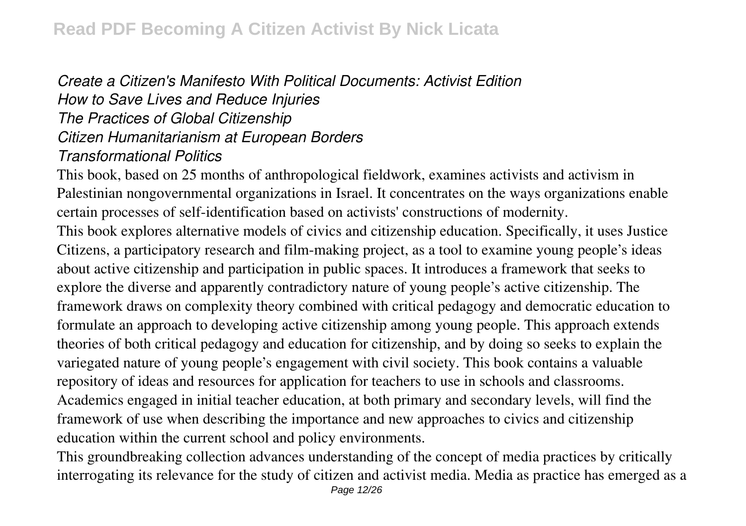*Create a Citizen's Manifesto With Political Documents: Activist Edition*
*How to Save Lives and Reduce Injuries*
*The Practices of Global Citizenship*
*Citizen Humanitarianism at European Borders*
*Transformational Politics*

This book, based on 25 months of anthropological fieldwork, examines activists and activism in Palestinian nongovernmental organizations in Israel. It concentrates on the ways organizations enable certain processes of self-identification based on activists' constructions of modernity.

This book explores alternative models of civics and citizenship education. Specifically, it uses Justice Citizens, a participatory research and film-making project, as a tool to examine young people's ideas about active citizenship and participation in public spaces. It introduces a framework that seeks to explore the diverse and apparently contradictory nature of young people's active citizenship. The framework draws on complexity theory combined with critical pedagogy and democratic education to formulate an approach to developing active citizenship among young people. This approach extends theories of both critical pedagogy and education for citizenship, and by doing so seeks to explain the variegated nature of young people's engagement with civil society. This book contains a valuable repository of ideas and resources for application for teachers to use in schools and classrooms. Academics engaged in initial teacher education, at both primary and secondary levels, will find the framework of use when describing the importance and new approaches to civics and citizenship education within the current school and policy environments.

This groundbreaking collection advances understanding of the concept of media practices by critically interrogating its relevance for the study of citizen and activist media. Media as practice has emerged as a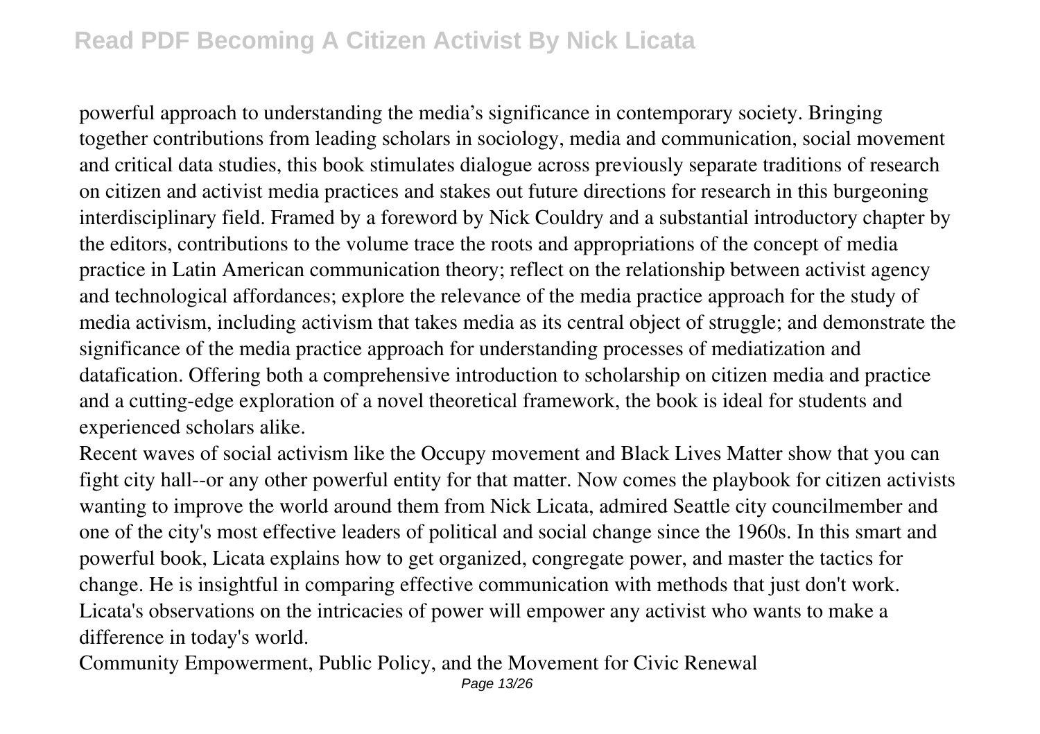powerful approach to understanding the media's significance in contemporary society. Bringing together contributions from leading scholars in sociology, media and communication, social movement and critical data studies, this book stimulates dialogue across previously separate traditions of research on citizen and activist media practices and stakes out future directions for research in this burgeoning interdisciplinary field. Framed by a foreword by Nick Couldry and a substantial introductory chapter by the editors, contributions to the volume trace the roots and appropriations of the concept of media practice in Latin American communication theory; reflect on the relationship between activist agency and technological affordances; explore the relevance of the media practice approach for the study of media activism, including activism that takes media as its central object of struggle; and demonstrate the significance of the media practice approach for understanding processes of mediatization and datafication. Offering both a comprehensive introduction to scholarship on citizen media and practice and a cutting-edge exploration of a novel theoretical framework, the book is ideal for students and experienced scholars alike.

Recent waves of social activism like the Occupy movement and Black Lives Matter show that you can fight city hall--or any other powerful entity for that matter. Now comes the playbook for citizen activists wanting to improve the world around them from Nick Licata, admired Seattle city councilmember and one of the city's most effective leaders of political and social change since the 1960s. In this smart and powerful book, Licata explains how to get organized, congregate power, and master the tactics for change. He is insightful in comparing effective communication with methods that just don't work. Licata's observations on the intricacies of power will empower any activist who wants to make a difference in today's world.

Community Empowerment, Public Policy, and the Movement for Civic Renewal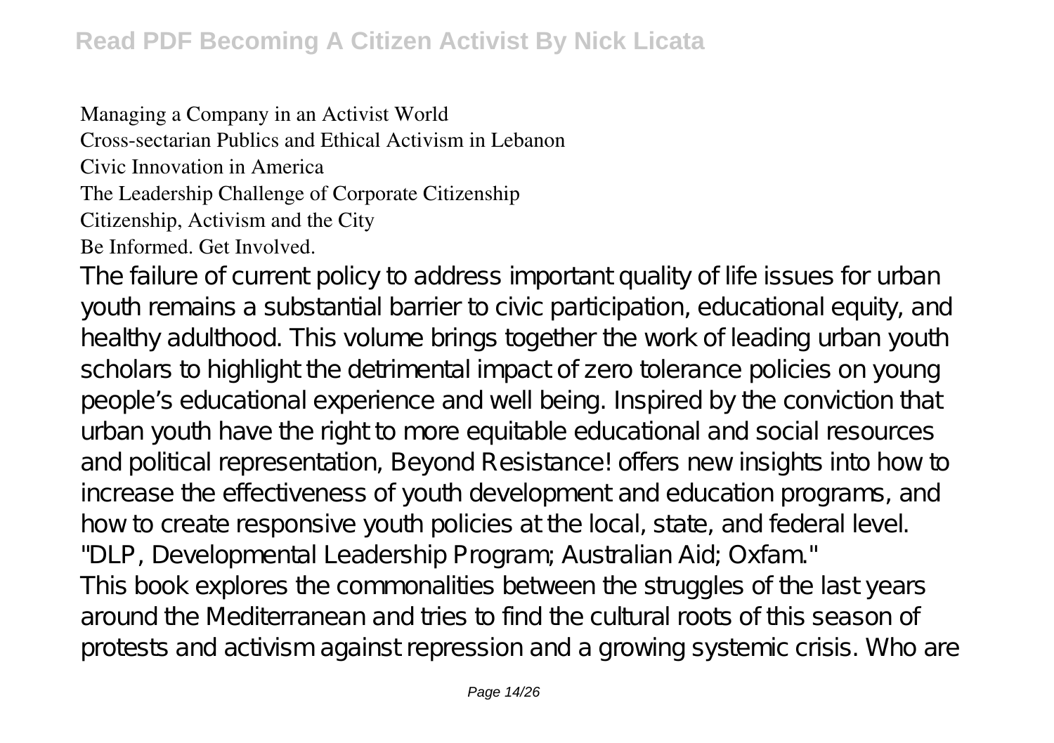Managing a Company in an Activist World
Cross-sectarian Publics and Ethical Activism in Lebanon
Civic Innovation in America
The Leadership Challenge of Corporate Citizenship
Citizenship, Activism and the City
Be Informed. Get Involved.

The failure of current policy to address important quality of life issues for urban youth remains a substantial barrier to civic participation, educational equity, and healthy adulthood. This volume brings together the work of leading urban youth scholars to highlight the detrimental impact of zero tolerance policies on young people's educational experience and well being. Inspired by the conviction that urban youth have the right to more equitable educational and social resources and political representation, Beyond Resistance! offers new insights into how to increase the effectiveness of youth development and education programs, and how to create responsive youth policies at the local, state, and federal level.

"DLP, Developmental Leadership Program; Australian Aid; Oxfam."

This book explores the commonalities between the struggles of the last years around the Mediterranean and tries to find the cultural roots of this season of protests and activism against repression and a growing systemic crisis. Who are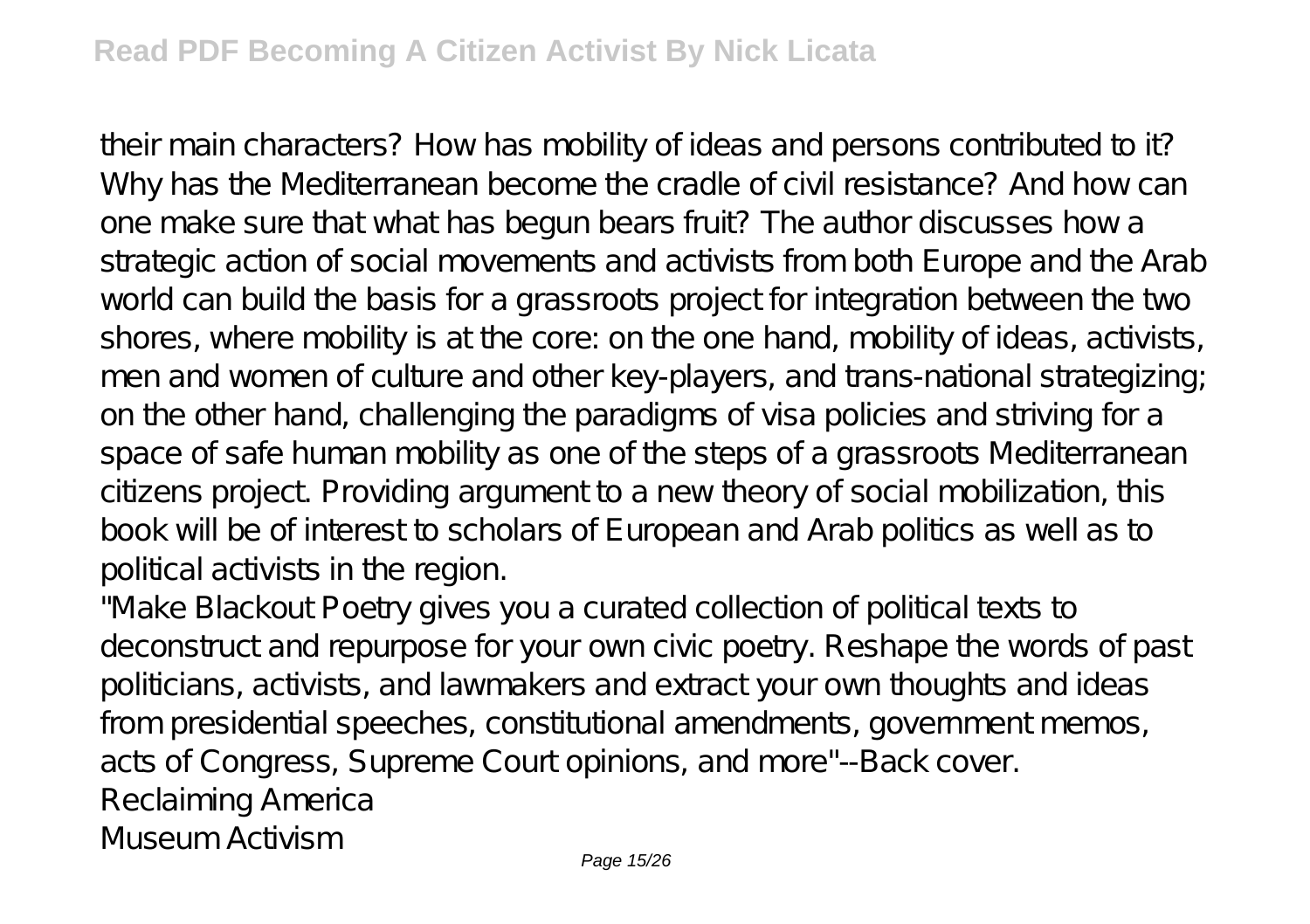their main characters? How has mobility of ideas and persons contributed to it? Why has the Mediterranean become the cradle of civil resistance? And how can one make sure that what has begun bears fruit? The author discusses how a strategic action of social movements and activists from both Europe and the Arab world can build the basis for a grassroots project for integration between the two shores, where mobility is at the core: on the one hand, mobility of ideas, activists, men and women of culture and other key-players, and trans-national strategizing; on the other hand, challenging the paradigms of visa policies and striving for a space of safe human mobility as one of the steps of a grassroots Mediterranean citizens project. Providing argument to a new theory of social mobilization, this book will be of interest to scholars of European and Arab politics as well as to political activists in the region.

"Make Blackout Poetry gives you a curated collection of political texts to deconstruct and repurpose for your own civic poetry. Reshape the words of past politicians, activists, and lawmakers and extract your own thoughts and ideas from presidential speeches, constitutional amendments, government memos, acts of Congress, Supreme Court opinions, and more"--Back cover.

Reclaiming America

Museum Activism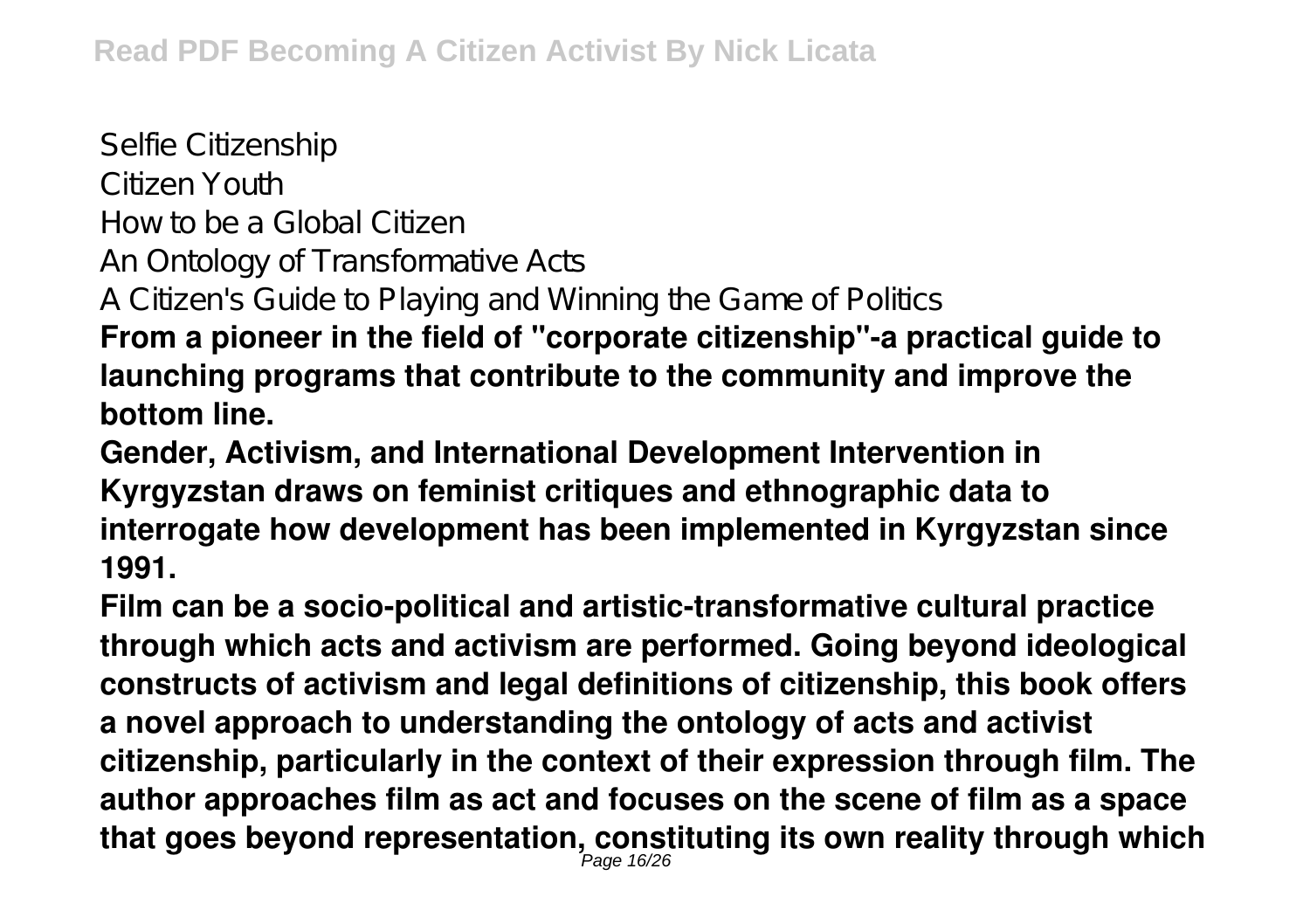Selfie Citizenship
Citizen Youth
How to be a Global Citizen
An Ontology of Transformative Acts
A Citizen's Guide to Playing and Winning the Game of Politics

**From a pioneer in the field of "corporate citizenship"-a practical guide to launching programs that contribute to the community and improve the bottom line.**

**Gender, Activism, and International Development Intervention in Kyrgyzstan draws on feminist critiques and ethnographic data to interrogate how development has been implemented in Kyrgyzstan since 1991.**

**Film can be a socio-political and artistic-transformative cultural practice through which acts and activism are performed. Going beyond ideological constructs of activism and legal definitions of citizenship, this book offers a novel approach to understanding the ontology of acts and activist citizenship, particularly in the context of their expression through film. The author approaches film as act and focuses on the scene of film as a space that goes beyond representation, constituting its own reality through which**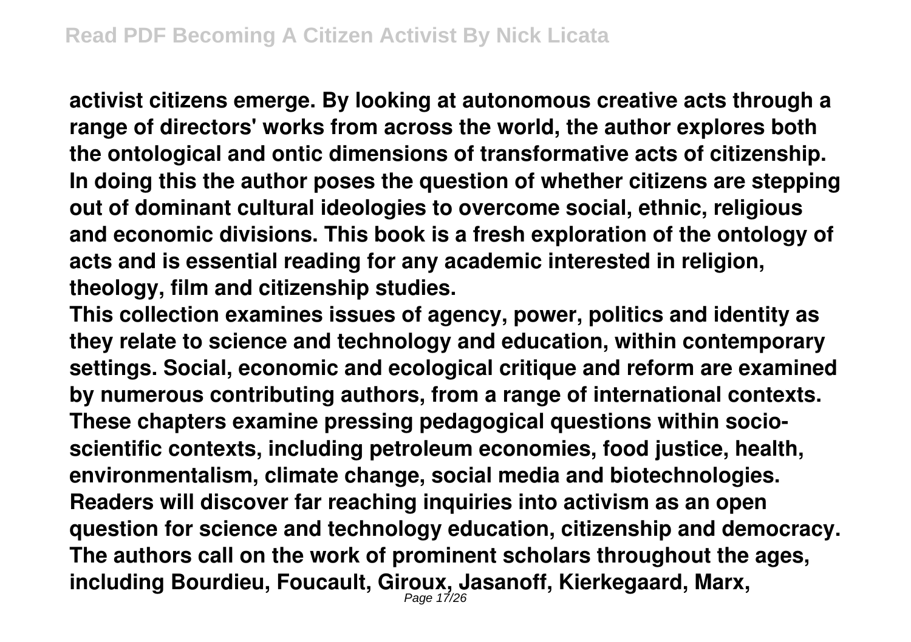**activist citizens emerge. By looking at autonomous creative acts through a range of directors' works from across the world, the author explores both the ontological and ontic dimensions of transformative acts of citizenship. In doing this the author poses the question of whether citizens are stepping out of dominant cultural ideologies to overcome social, ethnic, religious and economic divisions. This book is a fresh exploration of the ontology of acts and is essential reading for any academic interested in religion, theology, film and citizenship studies.**

**This collection examines issues of agency, power, politics and identity as they relate to science and technology and education, within contemporary settings. Social, economic and ecological critique and reform are examined by numerous contributing authors, from a range of international contexts. These chapters examine pressing pedagogical questions within socio-scientific contexts, including petroleum economies, food justice, health, environmentalism, climate change, social media and biotechnologies. Readers will discover far reaching inquiries into activism as an open question for science and technology education, citizenship and democracy. The authors call on the work of prominent scholars throughout the ages, including Bourdieu, Foucault, Giroux, Jasanoff, Kierkegaard, Marx,**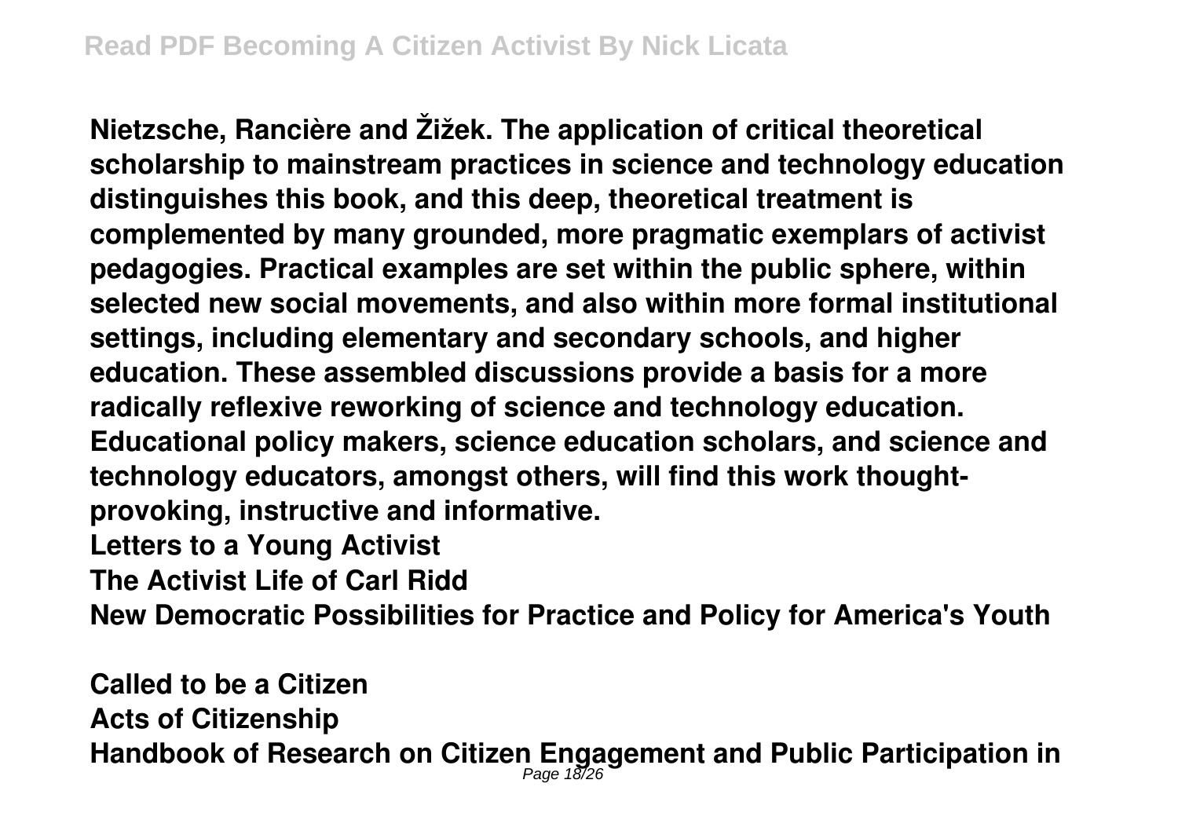**Nietzsche, Rancière and Žižek. The application of critical theoretical scholarship to mainstream practices in science and technology education distinguishes this book, and this deep, theoretical treatment is complemented by many grounded, more pragmatic exemplars of activist pedagogies. Practical examples are set within the public sphere, within selected new social movements, and also within more formal institutional settings, including elementary and secondary schools, and higher education. These assembled discussions provide a basis for a more radically reflexive reworking of science and technology education. Educational policy makers, science education scholars, and science and technology educators, amongst others, will find this work thought-provoking, instructive and informative.**

**Letters to a Young Activist**

**The Activist Life of Carl Ridd**

**New Democratic Possibilities for Practice and Policy for America's Youth**

**Called to be a Citizen**

**Acts of Citizenship**

**Handbook of Research on Citizen Engagement and Public Participation in**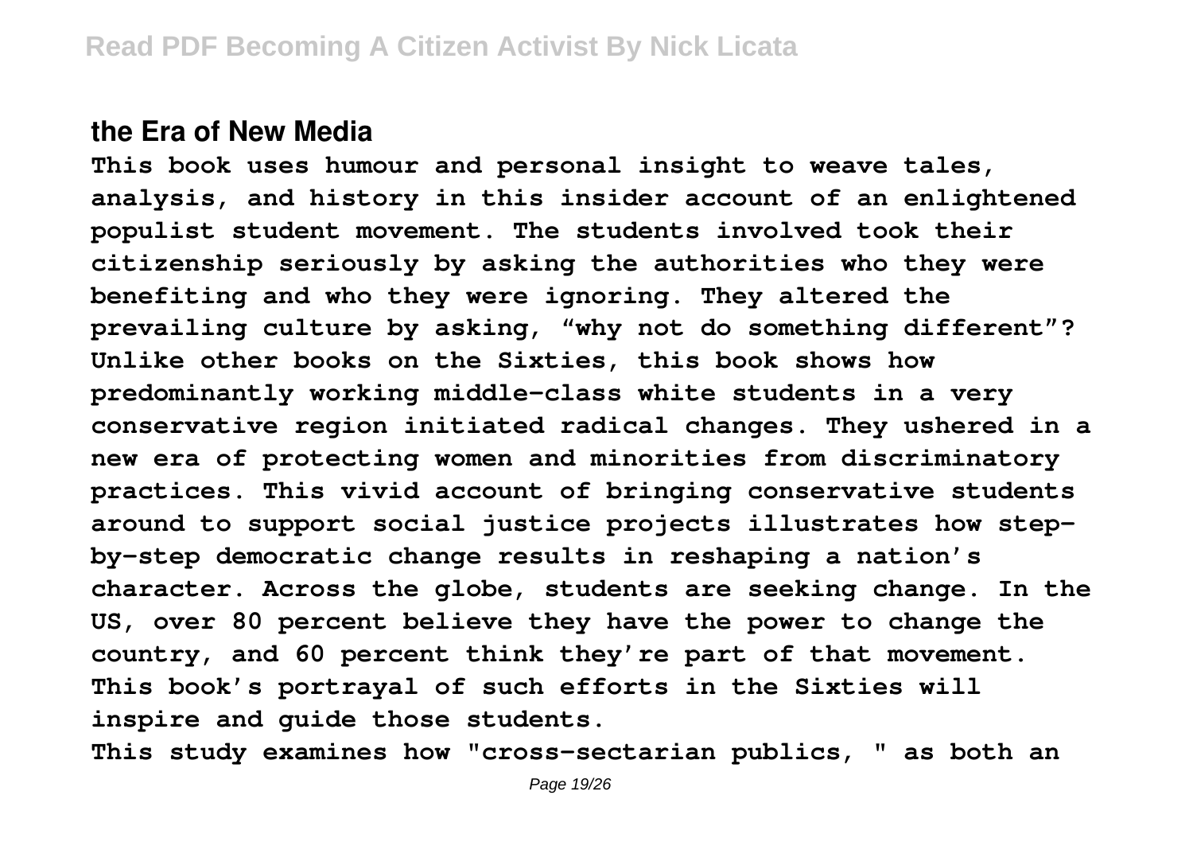**the Era of New Media**

**This book uses humour and personal insight to weave tales, analysis, and history in this insider account of an enlightened populist student movement. The students involved took their citizenship seriously by asking the authorities who they were benefiting and who they were ignoring. They altered the prevailing culture by asking, "why not do something different"? Unlike other books on the Sixties, this book shows how predominantly working middle-class white students in a very conservative region initiated radical changes. They ushered in a new era of protecting women and minorities from discriminatory practices. This vivid account of bringing conservative students around to support social justice projects illustrates how step-by-step democratic change results in reshaping a nation's character. Across the globe, students are seeking change. In the US, over 80 percent believe they have the power to change the country, and 60 percent think they're part of that movement. This book's portrayal of such efforts in the Sixties will inspire and guide those students.**

**This study examines how "cross-sectarian publics, " as both an**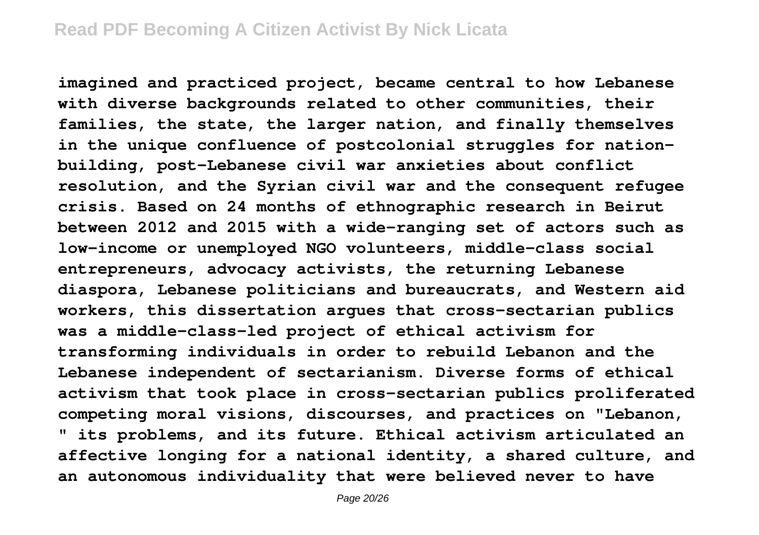**imagined and practiced project, became central to how Lebanese with diverse backgrounds related to other communities, their families, the state, the larger nation, and finally themselves in the unique confluence of postcolonial struggles for nation-building, post-Lebanese civil war anxieties about conflict resolution, and the Syrian civil war and the consequent refugee crisis. Based on 24 months of ethnographic research in Beirut between 2012 and 2015 with a wide-ranging set of actors such as low-income or unemployed NGO volunteers, middle-class social entrepreneurs, advocacy activists, the returning Lebanese diaspora, Lebanese politicians and bureaucrats, and Western aid workers, this dissertation argues that cross-sectarian publics was a middle-class-led project of ethical activism for transforming individuals in order to rebuild Lebanon and the Lebanese independent of sectarianism. Diverse forms of ethical activism that took place in cross-sectarian publics proliferated competing moral visions, discourses, and practices on "Lebanon, " its problems, and its future. Ethical activism articulated an affective longing for a national identity, a shared culture, and an autonomous individuality that were believed never to have**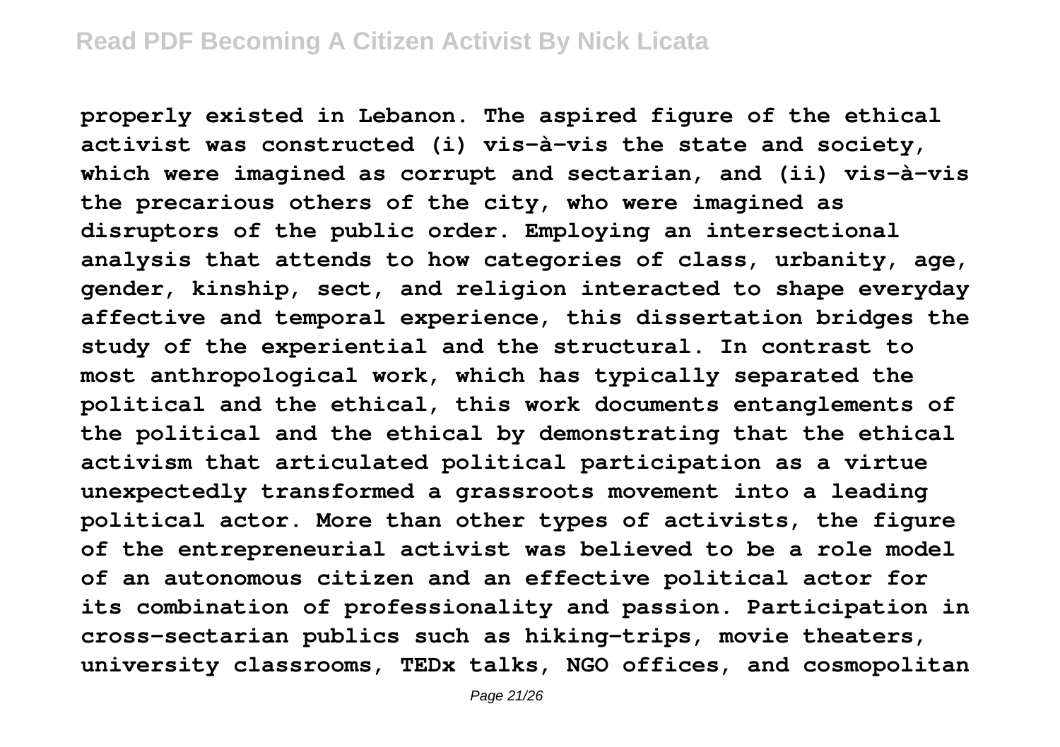**properly existed in Lebanon. The aspired figure of the ethical activist was constructed (i) vis-à-vis the state and society, which were imagined as corrupt and sectarian, and (ii) vis-à-vis the precarious others of the city, who were imagined as disruptors of the public order. Employing an intersectional analysis that attends to how categories of class, urbanity, age, gender, kinship, sect, and religion interacted to shape everyday affective and temporal experience, this dissertation bridges the study of the experiential and the structural. In contrast to most anthropological work, which has typically separated the political and the ethical, this work documents entanglements of the political and the ethical by demonstrating that the ethical activism that articulated political participation as a virtue unexpectedly transformed a grassroots movement into a leading political actor. More than other types of activists, the figure of the entrepreneurial activist was believed to be a role model of an autonomous citizen and an effective political actor for its combination of professionality and passion. Participation in cross-sectarian publics such as hiking-trips, movie theaters, university classrooms, TEDx talks, NGO offices, and cosmopolitan**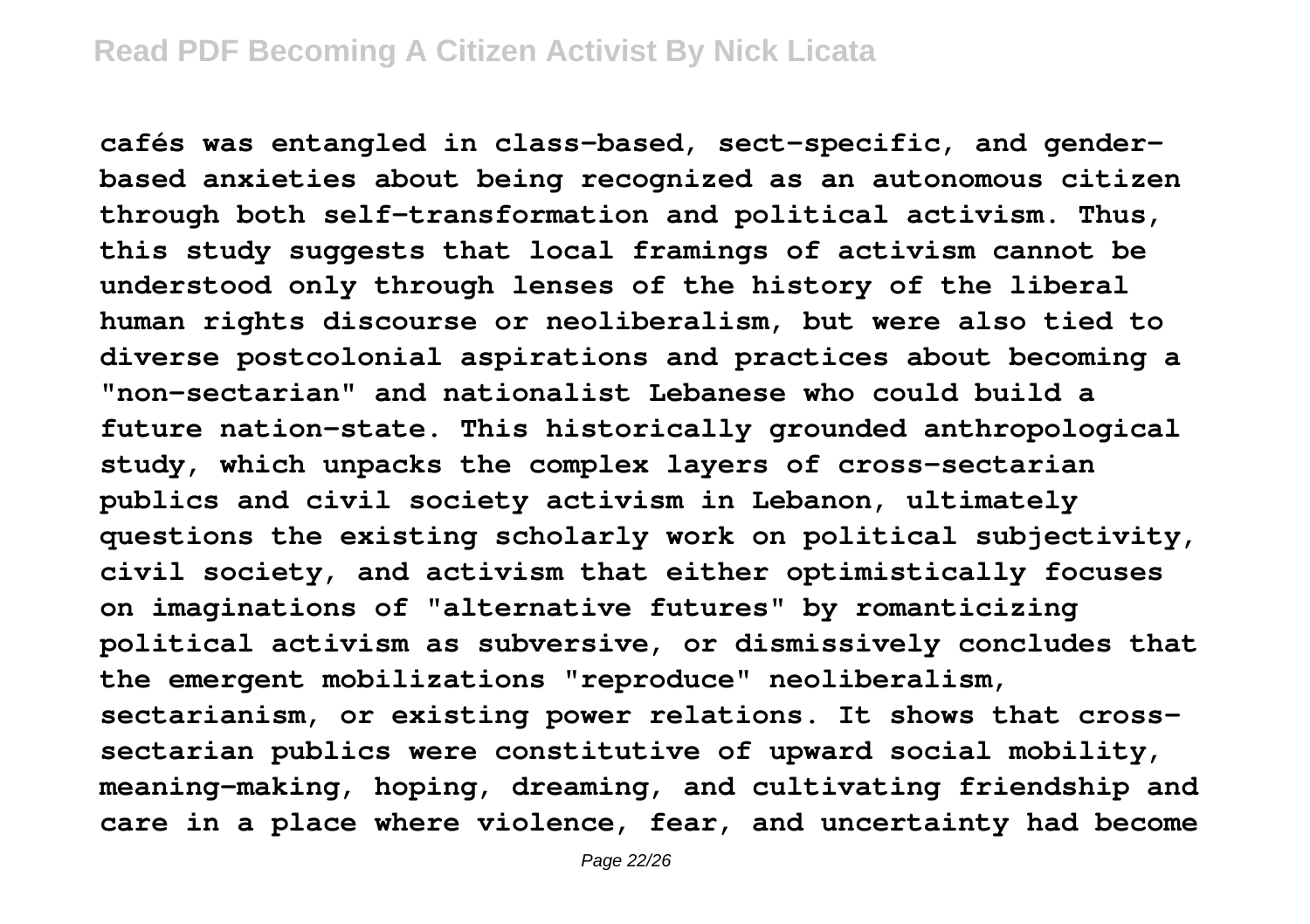cafés was entangled in class-based, sect-specific, and gender-based anxieties about being recognized as an autonomous citizen through both self-transformation and political activism. Thus, this study suggests that local framings of activism cannot be understood only through lenses of the history of the liberal human rights discourse or neoliberalism, but were also tied to diverse postcolonial aspirations and practices about becoming a "non-sectarian" and nationalist Lebanese who could build a future nation-state. This historically grounded anthropological study, which unpacks the complex layers of cross-sectarian publics and civil society activism in Lebanon, ultimately questions the existing scholarly work on political subjectivity, civil society, and activism that either optimistically focuses on imaginations of "alternative futures" by romanticizing political activism as subversive, or dismissively concludes that the emergent mobilizations "reproduce" neoliberalism, sectarianism, or existing power relations. It shows that cross-sectarian publics were constitutive of upward social mobility, meaning-making, hoping, dreaming, and cultivating friendship and care in a place where violence, fear, and uncertainty had become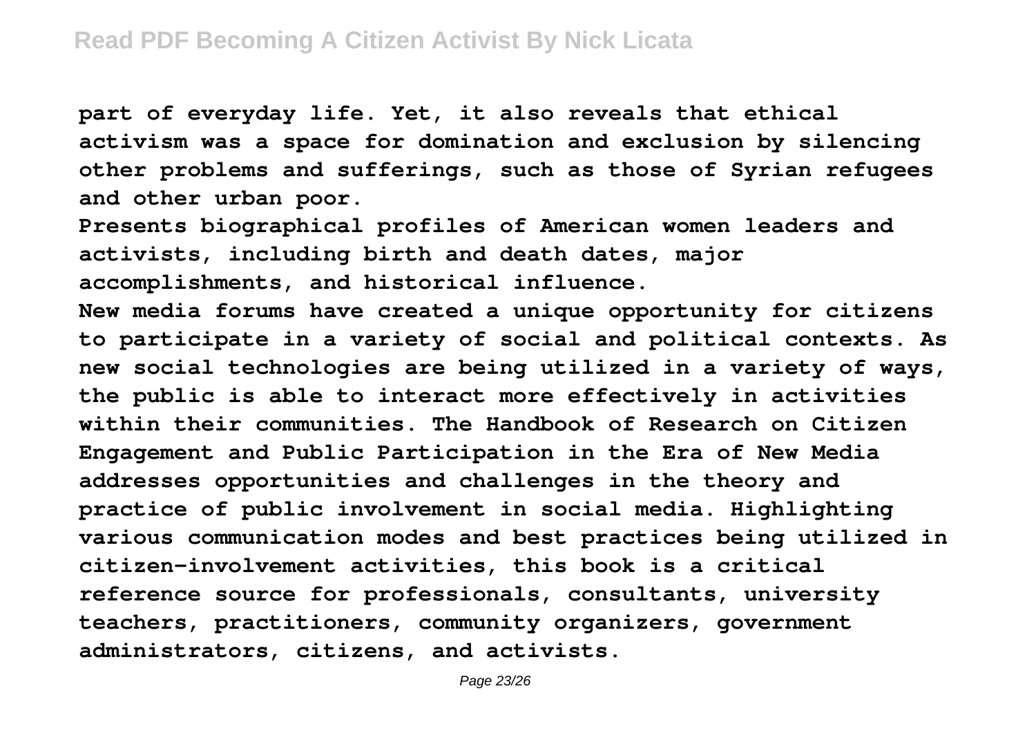**part of everyday life. Yet, it also reveals that ethical activism was a space for domination and exclusion by silencing other problems and sufferings, such as those of Syrian refugees and other urban poor.**

**Presents biographical profiles of American women leaders and activists, including birth and death dates, major accomplishments, and historical influence.**

**New media forums have created a unique opportunity for citizens to participate in a variety of social and political contexts. As new social technologies are being utilized in a variety of ways, the public is able to interact more effectively in activities within their communities. The Handbook of Research on Citizen Engagement and Public Participation in the Era of New Media addresses opportunities and challenges in the theory and practice of public involvement in social media. Highlighting various communication modes and best practices being utilized in citizen-involvement activities, this book is a critical reference source for professionals, consultants, university teachers, practitioners, community organizers, government administrators, citizens, and activists.**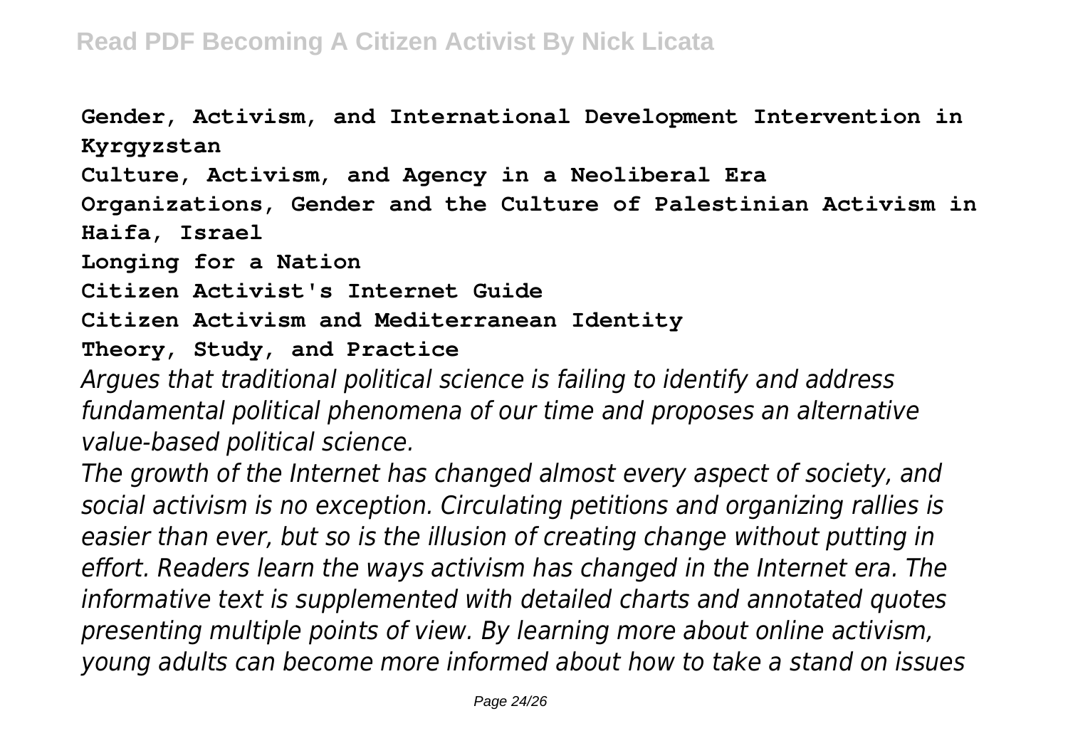**Gender, Activism, and International Development Intervention in Kyrgyzstan**

**Culture, Activism, and Agency in a Neoliberal Era**

**Organizations, Gender and the Culture of Palestinian Activism in Haifa, Israel**

**Longing for a Nation**

**Citizen Activist's Internet Guide**

**Citizen Activism and Mediterranean Identity**

**Theory, Study, and Practice**

*Argues that traditional political science is failing to identify and address fundamental political phenomena of our time and proposes an alternative value-based political science.*

*The growth of the Internet has changed almost every aspect of society, and social activism is no exception. Circulating petitions and organizing rallies is easier than ever, but so is the illusion of creating change without putting in effort. Readers learn the ways activism has changed in the Internet era. The informative text is supplemented with detailed charts and annotated quotes presenting multiple points of view. By learning more about online activism, young adults can become more informed about how to take a stand on issues*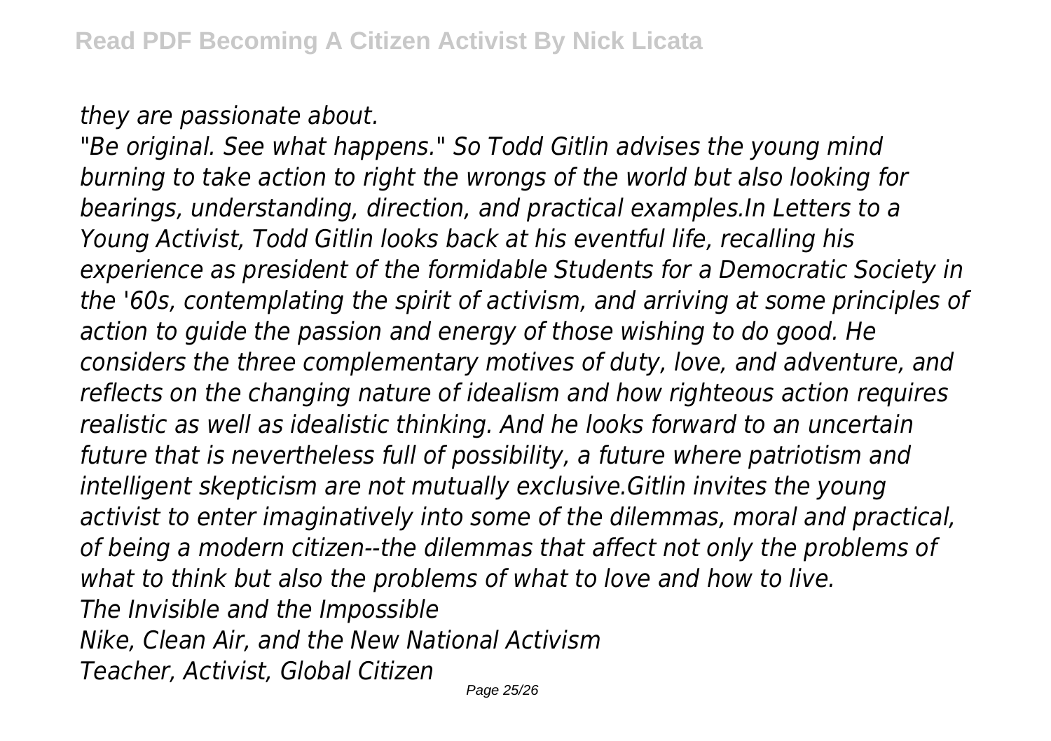*they are passionate about.*

*"Be original. See what happens." So Todd Gitlin advises the young mind burning to take action to right the wrongs of the world but also looking for bearings, understanding, direction, and practical examples.In Letters to a Young Activist, Todd Gitlin looks back at his eventful life, recalling his experience as president of the formidable Students for a Democratic Society in the '60s, contemplating the spirit of activism, and arriving at some principles of action to guide the passion and energy of those wishing to do good. He considers the three complementary motives of duty, love, and adventure, and reflects on the changing nature of idealism and how righteous action requires realistic as well as idealistic thinking. And he looks forward to an uncertain future that is nevertheless full of possibility, a future where patriotism and intelligent skepticism are not mutually exclusive.Gitlin invites the young activist to enter imaginatively into some of the dilemmas, moral and practical, of being a modern citizen--the dilemmas that affect not only the problems of what to think but also the problems of what to love and how to live.*

*The Invisible and the Impossible*

*Nike, Clean Air, and the New National Activism*

*Teacher, Activist, Global Citizen*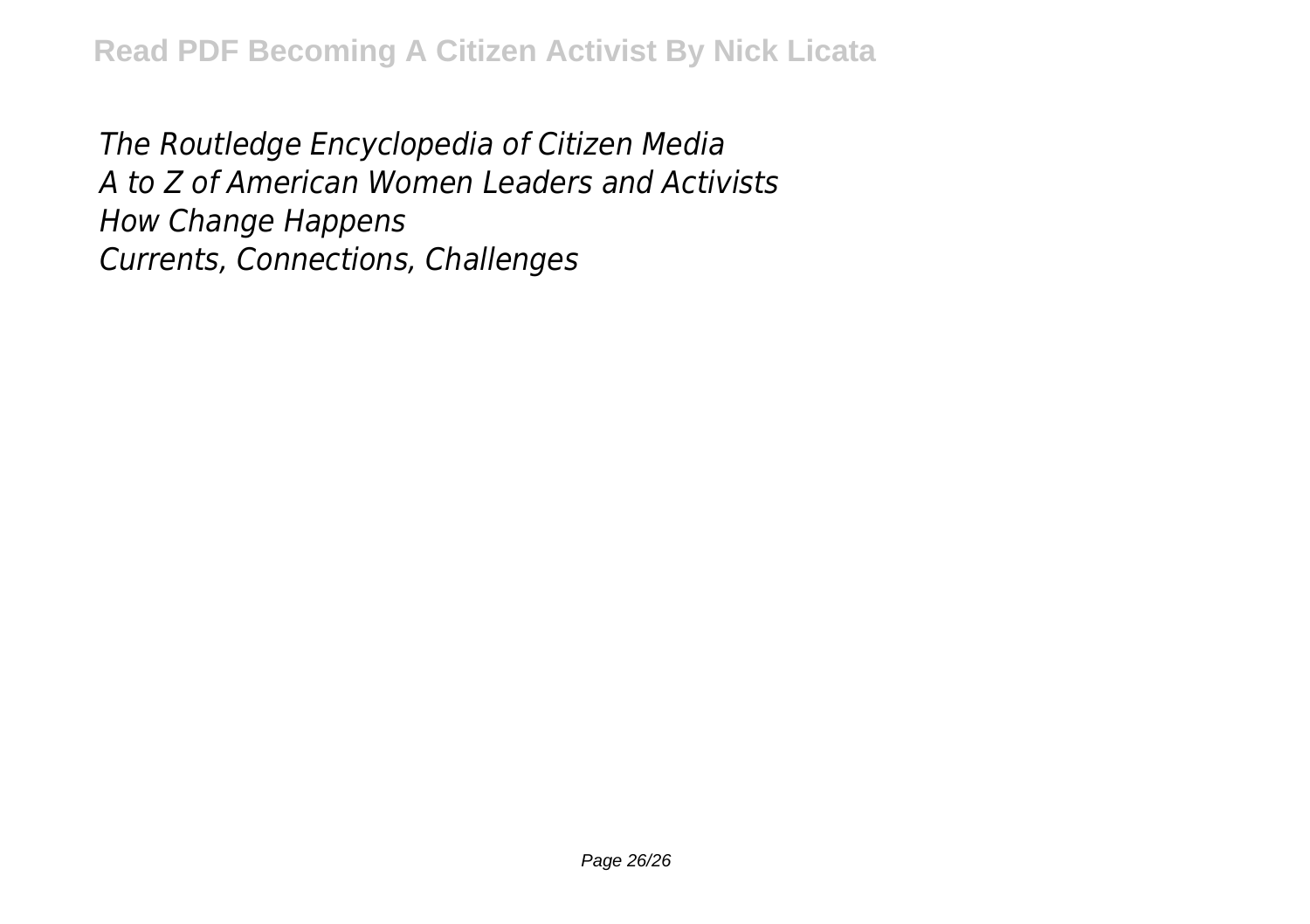*The Routledge Encyclopedia of Citizen Media*
*A to Z of American Women Leaders and Activists*
*How Change Happens*
*Currents, Connections, Challenges*